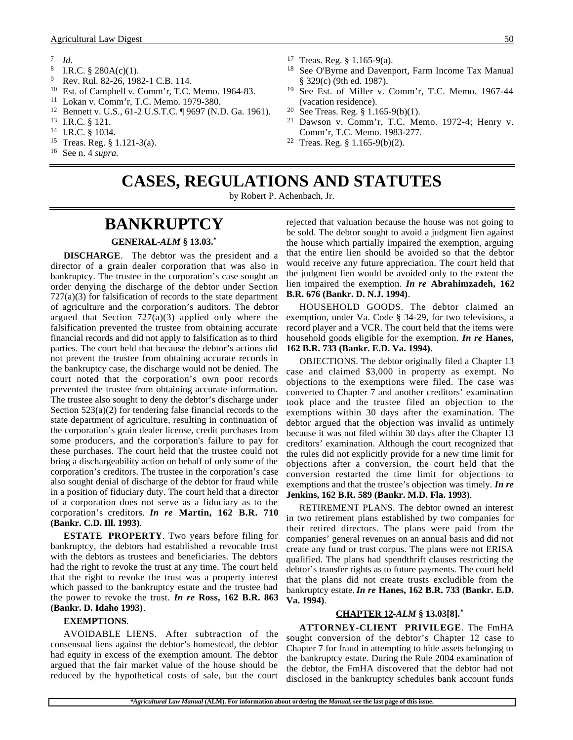7 *Id.*

8 I.R.C. § 280A(c)(1).

9 Rev. Rul. 82-26, 1982-1 C.B. 114.

10 Est. of Campbell v. Comm'r, T.C. Memo. 1964-83.

11 Lokan v. Comm'r, T.C. Memo. 1979-380.

12 Bennett v. U.S., 61-2 U.S.T.C. ¶ 9697 (N.D. Ga. 1961).

13 I.R.C. § 121.

14 I.R.C. § 1034.

15 Treas. Reg. § 1.121-3(a).

16 See n. 4 *supra.*

17 Treas. Reg. § 1.165-9(a).

18 See O'Byrne and Davenport, Farm Income Tax Manual § 329(c) (9th ed. 1987).

19 See Est. of Miller v. Comm'r, T.C. Memo. 1967-44 (vacation residence).

20 See Treas. Reg. § 1.165-9(b)(1).

21 Dawson v. Comm'r, T.C. Memo. 1972-4; Henry v. Comm'r, T.C. Memo. 1983-277.

22 Treas. Reg. § 1.165-9(b)(2).

# CASES, REGULATIONS AND STATUTES

by Robert P. Achenbach, Jr.

## BANKRUPTCY

### GENERAL -*ALM* § 13.03.*

**DISCHARGE**. The debtor was the president and a director of a grain dealer corporation that was also in bankruptcy. The trustee in the corporation's case sought an order denying the discharge of the debtor under Section 727(a)(3) for falsification of records to the state department of agriculture and the corporation's auditors. The debtor argued that Section 727(a)(3) applied only where the falsification prevented the trustee from obtaining accurate financial records and did not apply to falsification as to third parties. The court held that because the debtor's actions did not prevent the trustee from obtaining accurate records in the bankruptcy case, the discharge would not be denied. The court noted that the corporation's own poor records prevented the trustee from obtaining accurate information. The trustee also sought to deny the debtor's discharge under Section 523(a)(2) for tendering false financial records to the state department of agriculture, resulting in continuation of the corporation's grain dealer license, credit purchases from some producers, and the corporation's failure to pay for these purchases. The court held that the trustee could not bring a dischargeability action on behalf of only some of the corporation's creditors. The trustee in the corporation's case also sought denial of discharge of the debtor for fraud while in a position of fiduciary duty. The court held that a director of a corporation does not serve as a fiduciary as to the corporation's creditors. ***In re*** **Martin, 162 B.R. 710 (Bankr. C.D. Ill. 1993)**.

**ESTATE PROPERTY**. Two years before filing for bankruptcy, the debtors had established a revocable trust with the debtors as trustees and beneficiaries. The debtors had the right to revoke the trust at any time. The court held that the right to revoke the trust was a property interest which passed to the bankruptcy estate and the trustee had the power to revoke the trust. ***In re*** **Ross, 162 B.R. 863 (Bankr. D. Idaho 1993)**.

**EXEMPTIONS**.

AVOIDABLE LIENS. After subtraction of the consensual liens against the debtor's homestead, the debtor had equity in excess of the exemption amount. The debtor argued that the fair market value of the house should be reduced by the hypothetical costs of sale, but the court rejected that valuation because the house was not going to be sold. The debtor sought to avoid a judgment lien against the house which partially impaired the exemption, arguing that the entire lien should be avoided so that the debtor would receive any future appreciation. The court held that the judgment lien would be avoided only to the extent the lien impaired the exemption. ***In re*** **Abrahimzadeh, 162 B.R. 676 (Bankr. D. N.J. 1994)**.

HOUSEHOLD GOODS. The debtor claimed an exemption, under Va. Code § 34-29, for two televisions, a record player and a VCR. The court held that the items were household goods eligible for the exemption. ***In re*** **Hanes, 162 B.R. 733 (Bankr. E.D. Va. 1994)**.

OBJECTIONS. The debtor originally filed a Chapter 13 case and claimed $3,000 in property as exempt. No objections to the exemptions were filed. The case was converted to Chapter 7 and another creditors' examination took place and the trustee filed an objection to the exemptions within 30 days after the examination. The debtor argued that the objection was invalid as untimely because it was not filed within 30 days after the Chapter 13 creditors' examination. Although the court recognized that the rules did not explicitly provide for a new time limit for objections after a conversion, the court held that the conversion restarted the time limit for objections to exemptions and that the trustee's objection was timely. ***In re*** **Jenkins, 162 B.R. 589 (Bankr. M.D. Fla. 1993)**.

RETIREMENT PLANS. The debtor owned an interest in two retirement plans established by two companies for their retired directors. The plans were paid from the companies' general revenues on an annual basis and did not create any fund or trust corpus. The plans were not ERISA qualified. The plans had spendthrift clauses restricting the debtor's transfer rights as to future payments. The court held that the plans did not create trusts excludible from the bankruptcy estate. ***In re*** **Hanes, 162 B.R. 733 (Bankr. E.D. Va. 1994)**.

### CHAPTER 12 -*ALM* § 13.03[8].*

**ATTORNEY-CLIENT PRIVILEGE**. The FmHA sought conversion of the debtor's Chapter 12 case to Chapter 7 for fraud in attempting to hide assets belonging to the bankruptcy estate. During the Rule 2004 examination of the debtor, the FmHA discovered that the debtor had not disclosed in the bankruptcy schedules bank account funds

*\*Agricultural Law Manual* (ALM). For information about ordering the *Manual*, see the last page of this issue.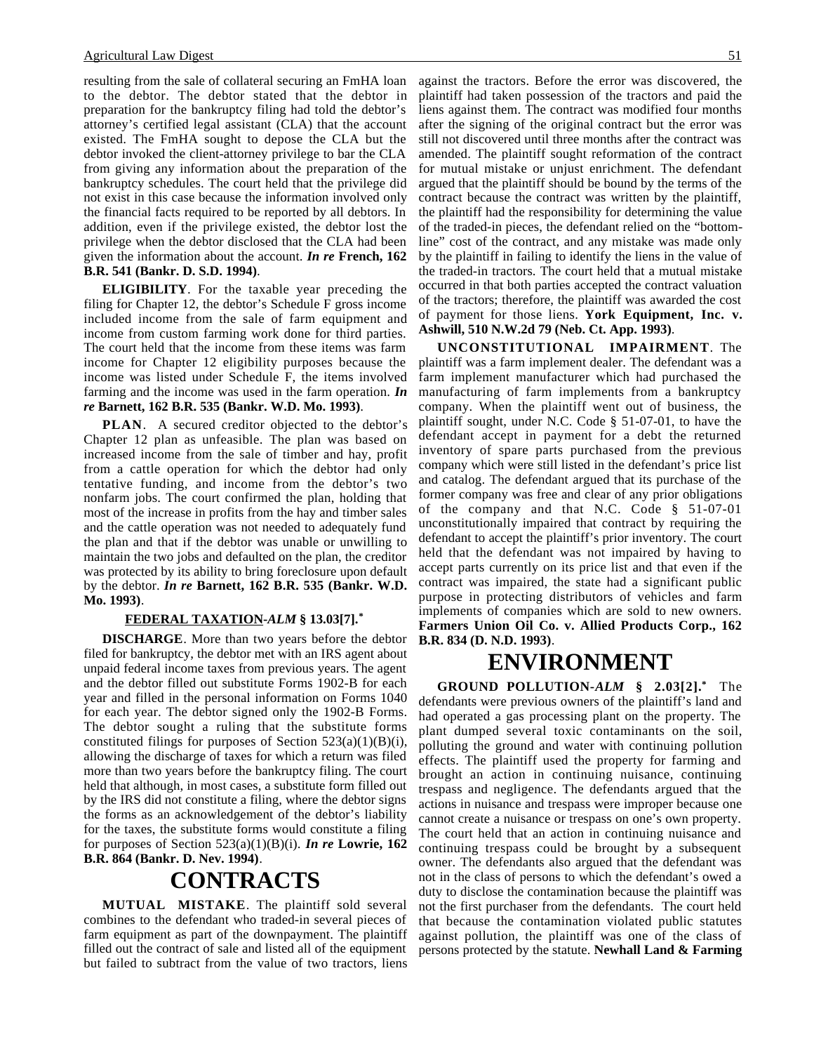resulting from the sale of collateral securing an FmHA loan to the debtor. The debtor stated that the debtor in preparation for the bankruptcy filing had told the debtor's attorney's certified legal assistant (CLA) that the account existed. The FmHA sought to depose the CLA but the debtor invoked the client-attorney privilege to bar the CLA from giving any information about the preparation of the bankruptcy schedules. The court held that the privilege did not exist in this case because the information involved only the financial facts required to be reported by all debtors. In addition, even if the privilege existed, the debtor lost the privilege when the debtor disclosed that the CLA had been given the information about the account. ***In re* French, 162 B.R. 541 (Bankr. D. S.D. 1994)**.

**ELIGIBILITY**. For the taxable year preceding the filing for Chapter 12, the debtor's Schedule F gross income included income from the sale of farm equipment and income from custom farming work done for third parties. The court held that the income from these items was farm income for Chapter 12 eligibility purposes because the income was listed under Schedule F, the items involved farming and the income was used in the farm operation. ***In re* Barnett, 162 B.R. 535 (Bankr. W.D. Mo. 1993)**.

**PLAN**. A secured creditor objected to the debtor's Chapter 12 plan as unfeasible. The plan was based on increased income from the sale of timber and hay, profit from a cattle operation for which the debtor had only tentative funding, and income from the debtor's two nonfarm jobs. The court confirmed the plan, holding that most of the increase in profits from the hay and timber sales and the cattle operation was not needed to adequately fund the plan and that if the debtor was unable or unwilling to maintain the two jobs and defaulted on the plan, the creditor was protected by its ability to bring foreclosure upon default by the debtor. ***In re* Barnett, 162 B.R. 535 (Bankr. W.D. Mo. 1993)**.

### FEDERAL TAXATION-*ALM* § 13.03[7].*

**DISCHARGE**. More than two years before the debtor filed for bankruptcy, the debtor met with an IRS agent about unpaid federal income taxes from previous years. The agent and the debtor filled out substitute Forms 1902-B for each year and filled in the personal information on Forms 1040 for each year. The debtor signed only the 1902-B Forms. The debtor sought a ruling that the substitute forms constituted filings for purposes of Section 523(a)(1)(B)(i), allowing the discharge of taxes for which a return was filed more than two years before the bankruptcy filing. The court held that although, in most cases, a substitute form filled out by the IRS did not constitute a filing, where the debtor signs the forms as an acknowledgement of the debtor's liability for the taxes, the substitute forms would constitute a filing for purposes of Section 523(a)(1)(B)(i). ***In re* Lowrie, 162 B.R. 864 (Bankr. D. Nev. 1994)**.

# CONTRACTS

**MUTUAL MISTAKE**. The plaintiff sold several combines to the defendant who traded-in several pieces of farm equipment as part of the downpayment. The plaintiff filled out the contract of sale and listed all of the equipment but failed to subtract from the value of two tractors, liens against the tractors. Before the error was discovered, the plaintiff had taken possession of the tractors and paid the liens against them. The contract was modified four months after the signing of the original contract but the error was still not discovered until three months after the contract was amended. The plaintiff sought reformation of the contract for mutual mistake or unjust enrichment. The defendant argued that the plaintiff should be bound by the terms of the contract because the contract was written by the plaintiff, the plaintiff had the responsibility for determining the value of the traded-in pieces, the defendant relied on the "bottom-line" cost of the contract, and any mistake was made only by the plaintiff in failing to identify the liens in the value of the traded-in tractors. The court held that a mutual mistake occurred in that both parties accepted the contract valuation of the tractors; therefore, the plaintiff was awarded the cost of payment for those liens. **York Equipment, Inc. v. Ashwill, 510 N.W.2d 79 (Neb. Ct. App. 1993)**.

**UNCONSTITUTIONAL IMPAIRMENT**. The plaintiff was a farm implement dealer. The defendant was a farm implement manufacturer which had purchased the manufacturing of farm implements from a bankruptcy company. When the plaintiff went out of business, the plaintiff sought, under N.C. Code § 51-07-01, to have the defendant accept in payment for a debt the returned inventory of spare parts purchased from the previous company which were still listed in the defendant's price list and catalog. The defendant argued that its purchase of the former company was free and clear of any prior obligations of the company and that N.C. Code § 51-07-01 unconstitutionally impaired that contract by requiring the defendant to accept the plaintiff's prior inventory. The court held that the defendant was not impaired by having to accept parts currently on its price list and that even if the contract was impaired, the state had a significant public purpose in protecting distributors of vehicles and farm implements of companies which are sold to new owners. **Farmers Union Oil Co. v. Allied Products Corp., 162 B.R. 834 (D. N.D. 1993)**.

# ENVIRONMENT

**GROUND POLLUTION-*ALM* § 2.03[2].*** The defendants were previous owners of the plaintiff's land and had operated a gas processing plant on the property. The plant dumped several toxic contaminants on the soil, polluting the ground and water with continuing pollution effects. The plaintiff used the property for farming and brought an action in continuing nuisance, continuing trespass and negligence. The defendants argued that the actions in nuisance and trespass were improper because one cannot create a nuisance or trespass on one's own property. The court held that an action in continuing nuisance and continuing trespass could be brought by a subsequent owner. The defendants also argued that the defendant was not in the class of persons to which the defendant's owed a duty to disclose the contamination because the plaintiff was not the first purchaser from the defendants. The court held that because the contamination violated public statutes against pollution, the plaintiff was one of the class of persons protected by the statute. **Newhall Land & Farming**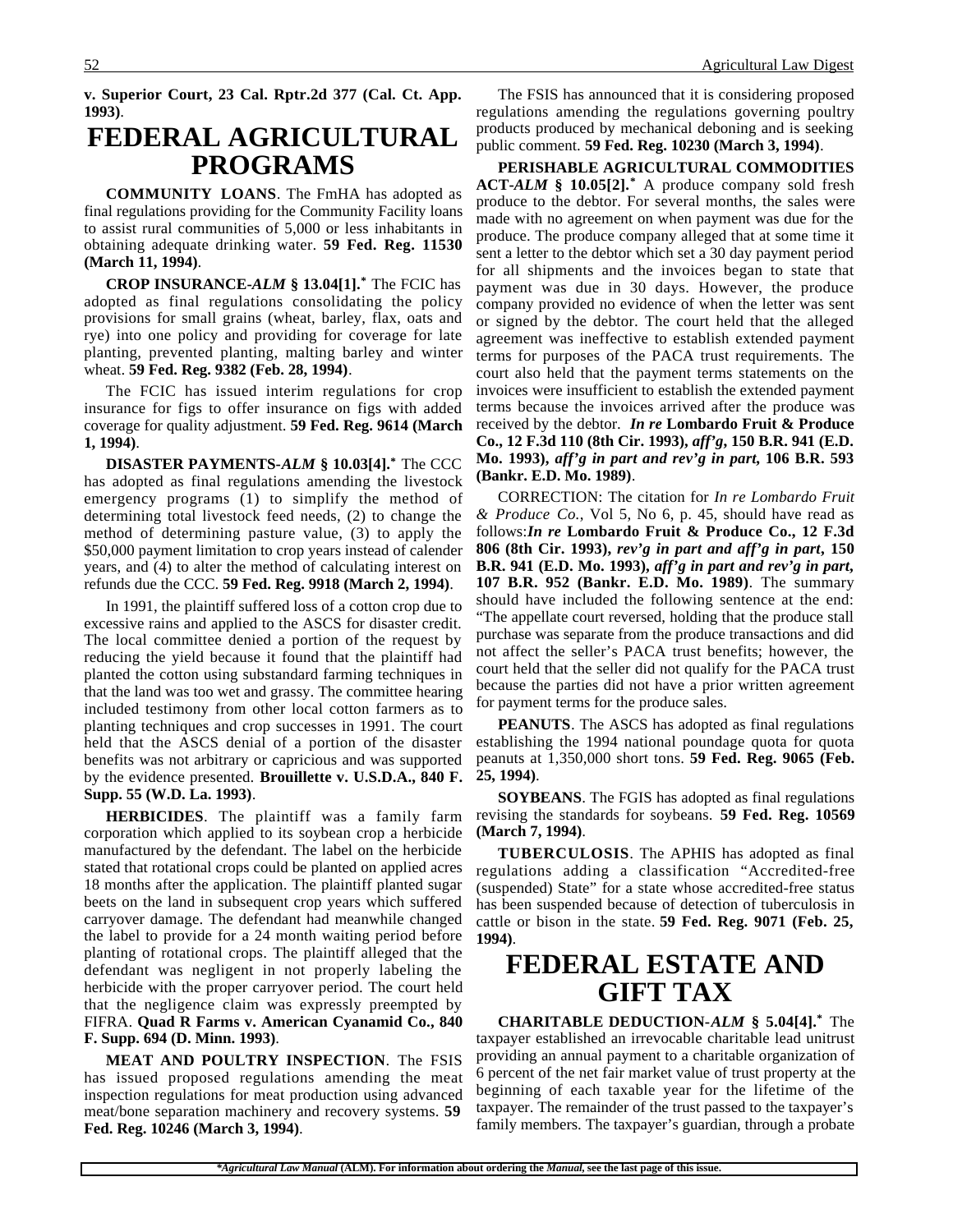**v. Superior Court, 23 Cal. Rptr.2d 377 (Cal. Ct. App. 1993)**.

# FEDERAL AGRICULTURAL PROGRAMS

**COMMUNITY LOANS**. The FmHA has adopted as final regulations providing for the Community Facility loans to assist rural communities of 5,000 or less inhabitants in obtaining adequate drinking water. **59 Fed. Reg. 11530 (March 11, 1994)**.

**CROP INSURANCE-*ALM* § 13.04[1].*** The FCIC has adopted as final regulations consolidating the policy provisions for small grains (wheat, barley, flax, oats and rye) into one policy and providing for coverage for late planting, prevented planting, malting barley and winter wheat. **59 Fed. Reg. 9382 (Feb. 28, 1994)**.

The FCIC has issued interim regulations for crop insurance for figs to offer insurance on figs with added coverage for quality adjustment. **59 Fed. Reg. 9614 (March 1, 1994)**.

**DISASTER PAYMENTS-*ALM* § 10.03[4].*** The CCC has adopted as final regulations amending the livestock emergency programs (1) to simplify the method of determining total livestock feed needs, (2) to change the method of determining pasture value, (3) to apply the $50,000 payment limitation to crop years instead of calender years, and (4) to alter the method of calculating interest on refunds due the CCC. **59 Fed. Reg. 9918 (March 2, 1994)**.

In 1991, the plaintiff suffered loss of a cotton crop due to excessive rains and applied to the ASCS for disaster credit. The local committee denied a portion of the request by reducing the yield because it found that the plaintiff had planted the cotton using substandard farming techniques in that the land was too wet and grassy. The committee hearing included testimony from other local cotton farmers as to planting techniques and crop successes in 1991. The court held that the ASCS denial of a portion of the disaster benefits was not arbitrary or capricious and was supported by the evidence presented. **Brouillette v. U.S.D.A., 840 F. Supp. 55 (W.D. La. 1993)**.

**HERBICIDES**. The plaintiff was a family farm corporation which applied to its soybean crop a herbicide manufactured by the defendant. The label on the herbicide stated that rotational crops could be planted on applied acres 18 months after the application. The plaintiff planted sugar beets on the land in subsequent crop years which suffered carryover damage. The defendant had meanwhile changed the label to provide for a 24 month waiting period before planting of rotational crops. The plaintiff alleged that the defendant was negligent in not properly labeling the herbicide with the proper carryover period. The court held that the negligence claim was expressly preempted by FIFRA. **Quad R Farms v. American Cyanamid Co., 840 F. Supp. 694 (D. Minn. 1993)**.

**MEAT AND POULTRY INSPECTION**. The FSIS has issued proposed regulations amending the meat inspection regulations for meat production using advanced meat/bone separation machinery and recovery systems. **59 Fed. Reg. 10246 (March 3, 1994)**.

The FSIS has announced that it is considering proposed regulations amending the regulations governing poultry products produced by mechanical deboning and is seeking public comment. **59 Fed. Reg. 10230 (March 3, 1994)**.

**PERISHABLE AGRICULTURAL COMMODITIES ACT-*ALM* § 10.05[2].*** A produce company sold fresh produce to the debtor. For several months, the sales were made with no agreement on when payment was due for the produce. The produce company alleged that at some time it sent a letter to the debtor which set a 30 day payment period for all shipments and the invoices began to state that payment was due in 30 days. However, the produce company provided no evidence of when the letter was sent or signed by the debtor. The court held that the alleged agreement was ineffective to establish extended payment terms for purposes of the PACA trust requirements. The court also held that the payment terms statements on the invoices were insufficient to establish the extended payment terms because the invoices arrived after the produce was received by the debtor. ***In re* Lombardo Fruit & Produce Co., 12 F.3d 110 (8th Cir. 1993), *aff'g*, 150 B.R. 941 (E.D. Mo. 1993), *aff'g in part and rev'g in part*, 106 B.R. 593 (Bankr. E.D. Mo. 1989)**.

CORRECTION: The citation for *In re Lombardo Fruit & Produce Co.,* Vol 5, No 6, p. 45, should have read as follows:***In re* Lombardo Fruit & Produce Co., 12 F.3d 806 (8th Cir. 1993), *rev'g in part and aff'g in part*, 150 B.R. 941 (E.D. Mo. 1993), *aff'g in part and rev'g in part*, 107 B.R. 952 (Bankr. E.D. Mo. 1989)**. The summary should have included the following sentence at the end: "The appellate court reversed, holding that the produce stall purchase was separate from the produce transactions and did not affect the seller's PACA trust benefits; however, the court held that the seller did not qualify for the PACA trust because the parties did not have a prior written agreement for payment terms for the produce sales.

**PEANUTS**. The ASCS has adopted as final regulations establishing the 1994 national poundage quota for quota peanuts at 1,350,000 short tons. **59 Fed. Reg. 9065 (Feb. 25, 1994)**.

**SOYBEANS**. The FGIS has adopted as final regulations revising the standards for soybeans. **59 Fed. Reg. 10569 (March 7, 1994)**.

**TUBERCULOSIS**. The APHIS has adopted as final regulations adding a classification "Accredited-free (suspended) State" for a state whose accredited-free status has been suspended because of detection of tuberculosis in cattle or bison in the state. **59 Fed. Reg. 9071 (Feb. 25, 1994)**.

# FEDERAL ESTATE AND GIFT TAX

**CHARITABLE DEDUCTION-*ALM* § 5.04[4].*** The taxpayer established an irrevocable charitable lead unitrust providing an annual payment to a charitable organization of 6 percent of the net fair market value of trust property at the beginning of each taxable year for the lifetime of the taxpayer. The remainder of the trust passed to the taxpayer's family members. The taxpayer's guardian, through a probate

**\*Agricultural Law Manual* (ALM). For information about ordering the *Manual*, see the last page of this issue.**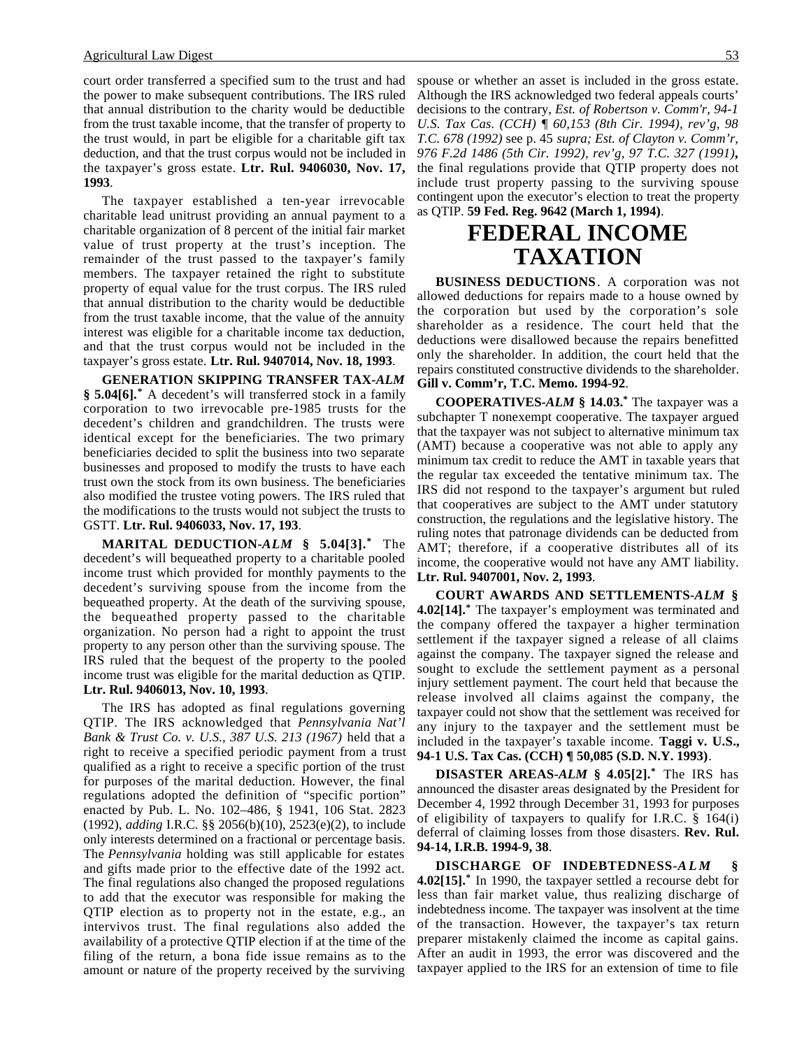court order transferred a specified sum to the trust and had the power to make subsequent contributions. The IRS ruled that annual distribution to the charity would be deductible from the trust taxable income, that the transfer of property to the trust would, in part be eligible for a charitable gift tax deduction, and that the trust corpus would not be included in the taxpayer's gross estate. **Ltr. Rul. 9406030, Nov. 17, 1993**.

The taxpayer established a ten-year irrevocable charitable lead unitrust providing an annual payment to a charitable organization of 8 percent of the initial fair market value of trust property at the trust's inception. The remainder of the trust passed to the taxpayer's family members. The taxpayer retained the right to substitute property of equal value for the trust corpus. The IRS ruled that annual distribution to the charity would be deductible from the trust taxable income, that the value of the annuity interest was eligible for a charitable income tax deduction, and that the trust corpus would not be included in the taxpayer's gross estate. **Ltr. Rul. 9407014, Nov. 18, 1993**.

**GENERATION SKIPPING TRANSFER TAX-*ALM* § 5.04[6].*** A decedent's will transferred stock in a family corporation to two irrevocable pre-1985 trusts for the decedent's children and grandchildren. The trusts were identical except for the beneficiaries. The two primary beneficiaries decided to split the business into two separate businesses and proposed to modify the trusts to have each trust own the stock from its own business. The beneficiaries also modified the trustee voting powers. The IRS ruled that the modifications to the trusts would not subject the trusts to GSTT. **Ltr. Rul. 9406033, Nov. 17, 193**.

**MARITAL DEDUCTION-*ALM* § 5.04[3].*** The decedent's will bequeathed property to a charitable pooled income trust which provided for monthly payments to the decedent's surviving spouse from the income from the bequeathed property. At the death of the surviving spouse, the bequeathed property passed to the charitable organization. No person had a right to appoint the trust property to any person other than the surviving spouse. The IRS ruled that the bequest of the property to the pooled income trust was eligible for the marital deduction as QTIP. **Ltr. Rul. 9406013, Nov. 10, 1993**.

The IRS has adopted as final regulations governing QTIP. The IRS acknowledged that *Pennsylvania Nat'l Bank & Trust Co. v. U.S., 387 U.S. 213 (1967)* held that a right to receive a specified periodic payment from a trust qualified as a right to receive a specific portion of the trust for purposes of the marital deduction. However, the final regulations adopted the definition of "specific portion" enacted by Pub. L. No. 102–486, § 1941, 106 Stat. 2823 (1992), *adding* I.R.C. §§ 2056(b)(10), 2523(e)(2), to include only interests determined on a fractional or percentage basis. The *Pennsylvania* holding was still applicable for estates and gifts made prior to the effective date of the 1992 act. The final regulations also changed the proposed regulations to add that the executor was responsible for making the QTIP election as to property not in the estate, e.g., an intervivos trust. The final regulations also added the availability of a protective QTIP election if at the time of the filing of the return, a bona fide issue remains as to the amount or nature of the property received by the surviving spouse or whether an asset is included in the gross estate. Although the IRS acknowledged two federal appeals courts' decisions to the contrary, *Est. of Robertson v. Comm'r, 94-1 U.S. Tax Cas. (CCH) ¶ 60,153 (8th Cir. 1994), rev'g, 98 T.C. 678 (1992)* see p. 45 *supra; Est. of Clayton v. Comm'r, 976 F.2d 1486 (5th Cir. 1992), rev'g, 97 T.C. 327 (1991)***,** the final regulations provide that QTIP property does not include trust property passing to the surviving spouse contingent upon the executor's election to treat the property as QTIP. **59 Fed. Reg. 9642 (March 1, 1994)**.

# FEDERAL INCOME TAXATION

**BUSINESS DEDUCTIONS**. A corporation was not allowed deductions for repairs made to a house owned by the corporation but used by the corporation's sole shareholder as a residence. The court held that the deductions were disallowed because the repairs benefitted only the shareholder. In addition, the court held that the repairs constituted constructive dividends to the shareholder. **Gill v. Comm'r, T.C. Memo. 1994-92**.

**COOPERATIVES-*ALM* § 14.03.*** The taxpayer was a subchapter T nonexempt cooperative. The taxpayer argued that the taxpayer was not subject to alternative minimum tax (AMT) because a cooperative was not able to apply any minimum tax credit to reduce the AMT in taxable years that the regular tax exceeded the tentative minimum tax. The IRS did not respond to the taxpayer's argument but ruled that cooperatives are subject to the AMT under statutory construction, the regulations and the legislative history. The ruling notes that patronage dividends can be deducted from AMT; therefore, if a cooperative distributes all of its income, the cooperative would not have any AMT liability. **Ltr. Rul. 9407001, Nov. 2, 1993**.

**COURT AWARDS AND SETTLEMENTS-*ALM* § 4.02[14].*** The taxpayer's employment was terminated and the company offered the taxpayer a higher termination settlement if the taxpayer signed a release of all claims against the company. The taxpayer signed the release and sought to exclude the settlement payment as a personal injury settlement payment. The court held that because the release involved all claims against the company, the taxpayer could not show that the settlement was received for any injury to the taxpayer and the settlement must be included in the taxpayer's taxable income. **Taggi v. U.S., 94-1 U.S. Tax Cas. (CCH) ¶ 50,085 (S.D. N.Y. 1993)**.

**DISASTER AREAS-*ALM* § 4.05[2].*** The IRS has announced the disaster areas designated by the President for December 4, 1992 through December 31, 1993 for purposes of eligibility of taxpayers to qualify for I.R.C. § 164(i) deferral of claiming losses from those disasters. **Rev. Rul. 94-14, I.R.B. 1994-9, 38**.

**DISCHARGE OF INDEBTEDNESS-*ALM* § 4.02[15].*** In 1990, the taxpayer settled a recourse debt for less than fair market value, thus realizing discharge of indebtedness income. The taxpayer was insolvent at the time of the transaction. However, the taxpayer's tax return preparer mistakenly claimed the income as capital gains. After an audit in 1993, the error was discovered and the taxpayer applied to the IRS for an extension of time to file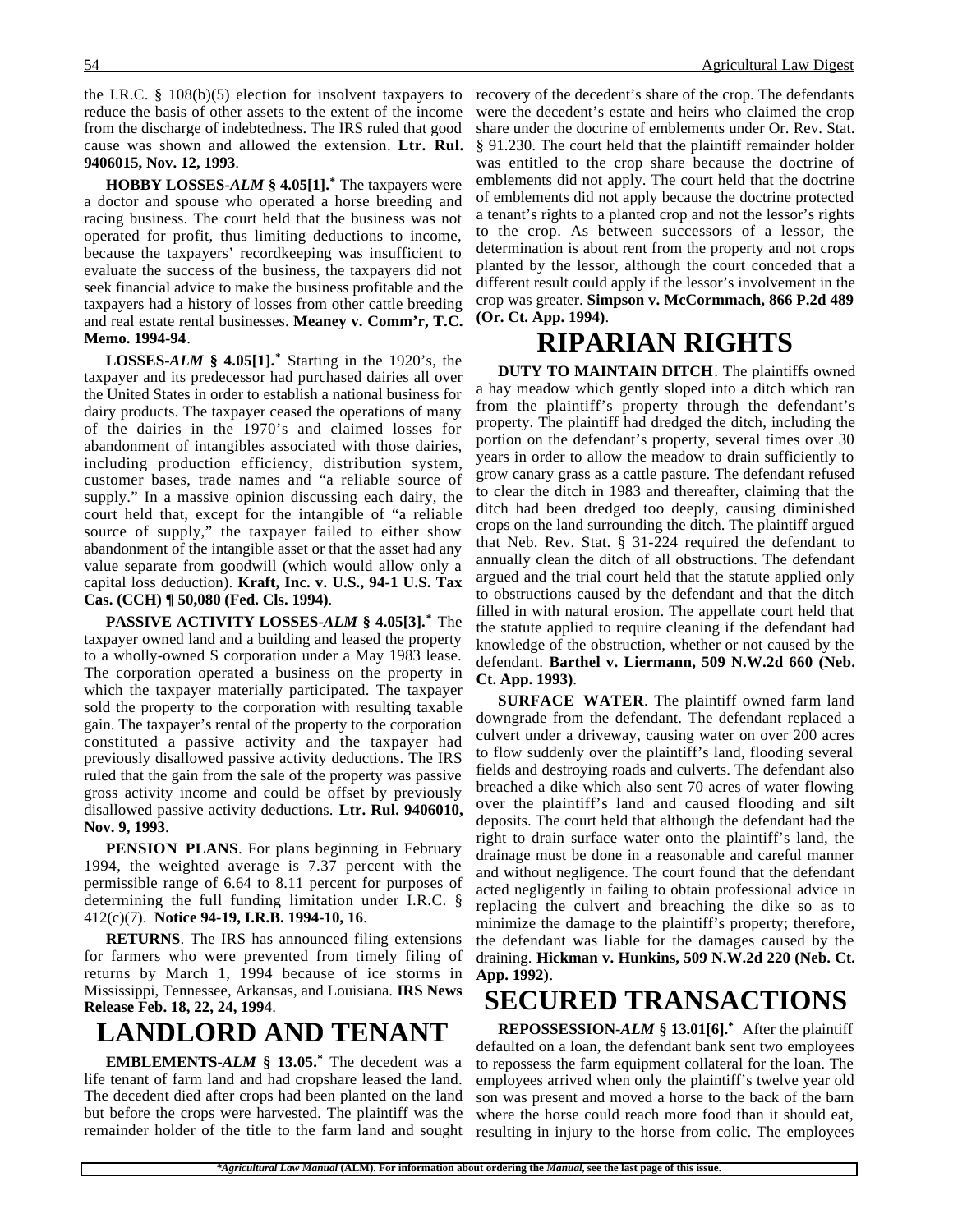the I.R.C. § 108(b)(5) election for insolvent taxpayers to reduce the basis of other assets to the extent of the income from the discharge of indebtedness. The IRS ruled that good cause was shown and allowed the extension. **Ltr. Rul. 9406015, Nov. 12, 1993**.

**HOBBY LOSSES-*ALM* § 4.05[1].*** The taxpayers were a doctor and spouse who operated a horse breeding and racing business. The court held that the business was not operated for profit, thus limiting deductions to income, because the taxpayers' recordkeeping was insufficient to evaluate the success of the business, the taxpayers did not seek financial advice to make the business profitable and the taxpayers had a history of losses from other cattle breeding and real estate rental businesses. **Meaney v. Comm'r, T.C. Memo. 1994-94**.

**LOSSES-*ALM* § 4.05[1].*** Starting in the 1920's, the taxpayer and its predecessor had purchased dairies all over the United States in order to establish a national business for dairy products. The taxpayer ceased the operations of many of the dairies in the 1970's and claimed losses for abandonment of intangibles associated with those dairies, including production efficiency, distribution system, customer bases, trade names and "a reliable source of supply." In a massive opinion discussing each dairy, the court held that, except for the intangible of "a reliable source of supply," the taxpayer failed to either show abandonment of the intangible asset or that the asset had any value separate from goodwill (which would allow only a capital loss deduction). **Kraft, Inc. v. U.S., 94-1 U.S. Tax Cas. (CCH) ¶ 50,080 (Fed. Cls. 1994)**.

**PASSIVE ACTIVITY LOSSES-*ALM* § 4.05[3].*** The taxpayer owned land and a building and leased the property to a wholly-owned S corporation under a May 1983 lease. The corporation operated a business on the property in which the taxpayer materially participated. The taxpayer sold the property to the corporation with resulting taxable gain. The taxpayer's rental of the property to the corporation constituted a passive activity and the taxpayer had previously disallowed passive activity deductions. The IRS ruled that the gain from the sale of the property was passive gross activity income and could be offset by previously disallowed passive activity deductions. **Ltr. Rul. 9406010, Nov. 9, 1993**.

**PENSION PLANS**. For plans beginning in February 1994, the weighted average is 7.37 percent with the permissible range of 6.64 to 8.11 percent for purposes of determining the full funding limitation under I.R.C. § 412(c)(7). **Notice 94-19, I.R.B. 1994-10, 16**.

**RETURNS**. The IRS has announced filing extensions for farmers who were prevented from timely filing of returns by March 1, 1994 because of ice storms in Mississippi, Tennessee, Arkansas, and Louisiana. **IRS News Release Feb. 18, 22, 24, 1994**.

# LANDLORD AND TENANT

**EMBLEMENTS-*ALM* § 13.05.*** The decedent was a life tenant of farm land and had cropshare leased the land. The decedent died after crops had been planted on the land but before the crops were harvested. The plaintiff was the remainder holder of the title to the farm land and sought recovery of the decedent's share of the crop. The defendants were the decedent's estate and heirs who claimed the crop share under the doctrine of emblements under Or. Rev. Stat. § 91.230. The court held that the plaintiff remainder holder was entitled to the crop share because the doctrine of emblements did not apply. The court held that the doctrine of emblements did not apply because the doctrine protected a tenant's rights to a planted crop and not the lessor's rights to the crop. As between successors of a lessor, the determination is about rent from the property and not crops planted by the lessor, although the court conceded that a different result could apply if the lessor's involvement in the crop was greater. **Simpson v. McCormmach, 866 P.2d 489 (Or. Ct. App. 1994)**.

# RIPARIAN RIGHTS

**DUTY TO MAINTAIN DITCH**. The plaintiffs owned a hay meadow which gently sloped into a ditch which ran from the plaintiff's property through the defendant's property. The plaintiff had dredged the ditch, including the portion on the defendant's property, several times over 30 years in order to allow the meadow to drain sufficiently to grow canary grass as a cattle pasture. The defendant refused to clear the ditch in 1983 and thereafter, claiming that the ditch had been dredged too deeply, causing diminished crops on the land surrounding the ditch. The plaintiff argued that Neb. Rev. Stat. § 31-224 required the defendant to annually clean the ditch of all obstructions. The defendant argued and the trial court held that the statute applied only to obstructions caused by the defendant and that the ditch filled in with natural erosion. The appellate court held that the statute applied to require cleaning if the defendant had knowledge of the obstruction, whether or not caused by the defendant. **Barthel v. Liermann, 509 N.W.2d 660 (Neb. Ct. App. 1993)**.

**SURFACE WATER**. The plaintiff owned farm land downgrade from the defendant. The defendant replaced a culvert under a driveway, causing water on over 200 acres to flow suddenly over the plaintiff's land, flooding several fields and destroying roads and culverts. The defendant also breached a dike which also sent 70 acres of water flowing over the plaintiff's land and caused flooding and silt deposits. The court held that although the defendant had the right to drain surface water onto the plaintiff's land, the drainage must be done in a reasonable and careful manner and without negligence. The court found that the defendant acted negligently in failing to obtain professional advice in replacing the culvert and breaching the dike so as to minimize the damage to the plaintiff's property; therefore, the defendant was liable for the damages caused by the draining. **Hickman v. Hunkins, 509 N.W.2d 220 (Neb. Ct. App. 1992)**.

# SECURED TRANSACTIONS

**REPOSSESSION-*ALM* § 13.01[6].*** After the plaintiff defaulted on a loan, the defendant bank sent two employees to repossess the farm equipment collateral for the loan. The employees arrived when only the plaintiff's twelve year old son was present and moved a horse to the back of the barn where the horse could reach more food than it should eat, resulting in injury to the horse from colic. The employees

**Agricultural Law Manual* (ALM). For information about ordering the *Manual*, see the last page of this issue.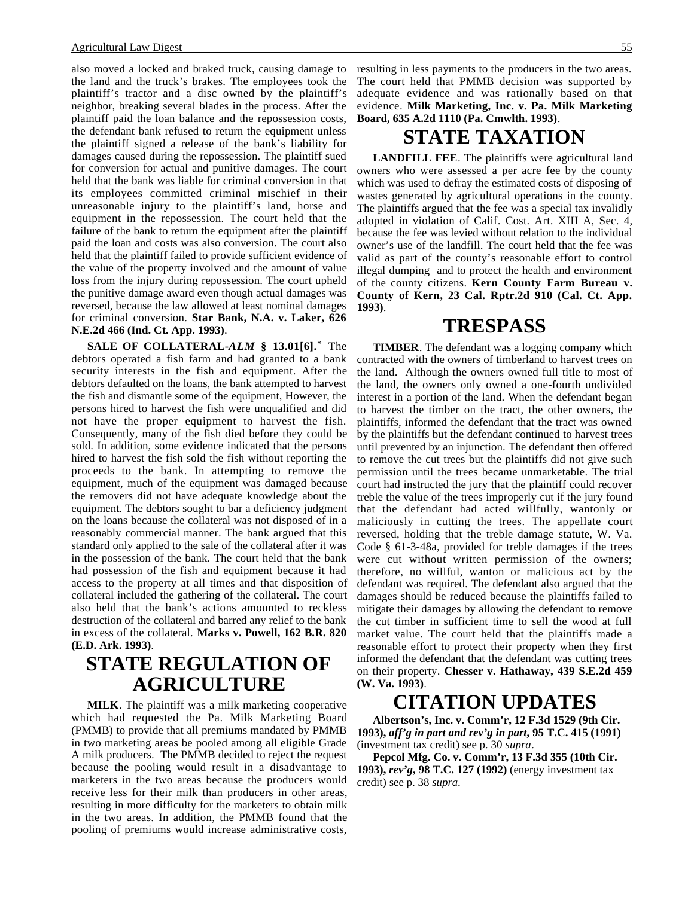also moved a locked and braked truck, causing damage to the land and the truck's brakes. The employees took the plaintiff's tractor and a disc owned by the plaintiff's neighbor, breaking several blades in the process. After the plaintiff paid the loan balance and the repossession costs, the defendant bank refused to return the equipment unless the plaintiff signed a release of the bank's liability for damages caused during the repossession. The plaintiff sued for conversion for actual and punitive damages. The court held that the bank was liable for criminal conversion in that its employees committed criminal mischief in their unreasonable injury to the plaintiff's land, horse and equipment in the repossession. The court held that the failure of the bank to return the equipment after the plaintiff paid the loan and costs was also conversion. The court also held that the plaintiff failed to provide sufficient evidence of the value of the property involved and the amount of value loss from the injury during repossession. The court upheld the punitive damage award even though actual damages was reversed, because the law allowed at least nominal damages for criminal conversion. **Star Bank, N.A. v. Laker, 626 N.E.2d 466 (Ind. Ct. App. 1993)**.

**SALE OF COLLATERAL-*ALM* § 13.01[6].*** The debtors operated a fish farm and had granted to a bank security interests in the fish and equipment. After the debtors defaulted on the loans, the bank attempted to harvest the fish and dismantle some of the equipment, However, the persons hired to harvest the fish were unqualified and did not have the proper equipment to harvest the fish. Consequently, many of the fish died before they could be sold. In addition, some evidence indicated that the persons hired to harvest the fish sold the fish without reporting the proceeds to the bank. In attempting to remove the equipment, much of the equipment was damaged because the removers did not have adequate knowledge about the equipment. The debtors sought to bar a deficiency judgment on the loans because the collateral was not disposed of in a reasonably commercial manner. The bank argued that this standard only applied to the sale of the collateral after it was in the possession of the bank. The court held that the bank had possession of the fish and equipment because it had access to the property at all times and that disposition of collateral included the gathering of the collateral. The court also held that the bank's actions amounted to reckless destruction of the collateral and barred any relief to the bank in excess of the collateral. **Marks v. Powell, 162 B.R. 820 (E.D. Ark. 1993)**.

# STATE REGULATION OF AGRICULTURE

**MILK**. The plaintiff was a milk marketing cooperative which had requested the Pa. Milk Marketing Board (PMMB) to provide that all premiums mandated by PMMB in two marketing areas be pooled among all eligible Grade A milk producers. The PMMB decided to reject the request because the pooling would result in a disadvantage to marketers in the two areas because the producers would receive less for their milk than producers in other areas, resulting in more difficulty for the marketers to obtain milk in the two areas. In addition, the PMMB found that the pooling of premiums would increase administrative costs, resulting in less payments to the producers in the two areas. The court held that PMMB decision was supported by adequate evidence and was rationally based on that evidence. **Milk Marketing, Inc. v. Pa. Milk Marketing Board, 635 A.2d 1110 (Pa. Cmwlth. 1993)**.

# STATE TAXATION

**LANDFILL FEE**. The plaintiffs were agricultural land owners who were assessed a per acre fee by the county which was used to defray the estimated costs of disposing of wastes generated by agricultural operations in the county. The plaintiffs argued that the fee was a special tax invalidly adopted in violation of Calif. Cost. Art. XIII A, Sec. 4, because the fee was levied without relation to the individual owner's use of the landfill. The court held that the fee was valid as part of the county's reasonable effort to control illegal dumping and to protect the health and environment of the county citizens. **Kern County Farm Bureau v. County of Kern, 23 Cal. Rptr.2d 910 (Cal. Ct. App. 1993)**.

# TRESPASS

**TIMBER**. The defendant was a logging company which contracted with the owners of timberland to harvest trees on the land. Although the owners owned full title to most of the land, the owners only owned a one-fourth undivided interest in a portion of the land. When the defendant began to harvest the timber on the tract, the other owners, the plaintiffs, informed the defendant that the tract was owned by the plaintiffs but the defendant continued to harvest trees until prevented by an injunction. The defendant then offered to remove the cut trees but the plaintiffs did not give such permission until the trees became unmarketable. The trial court had instructed the jury that the plaintiff could recover treble the value of the trees improperly cut if the jury found that the defendant had acted willfully, wantonly or maliciously in cutting the trees. The appellate court reversed, holding that the treble damage statute, W. Va. Code § 61-3-48a, provided for treble damages if the trees were cut without written permission of the owners; therefore, no willful, wanton or malicious act by the defendant was required. The defendant also argued that the damages should be reduced because the plaintiffs failed to mitigate their damages by allowing the defendant to remove the cut timber in sufficient time to sell the wood at full market value. The court held that the plaintiffs made a reasonable effort to protect their property when they first informed the defendant that the defendant was cutting trees on their property. **Chesser v. Hathaway, 439 S.E.2d 459 (W. Va. 1993)**.

# CITATION UPDATES

**Albertson's, Inc. v. Comm'r, 12 F.3d 1529 (9th Cir. 1993), *aff'g in part and rev'g in part*, 95 T.C. 415 (1991)** (investment tax credit) see p. 30 *supra*.

**Pepcol Mfg. Co. v. Comm'r, 13 F.3d 355 (10th Cir. 1993), *rev'g*, 98 T.C. 127 (1992)** (energy investment tax credit) see p. 38 *supra.*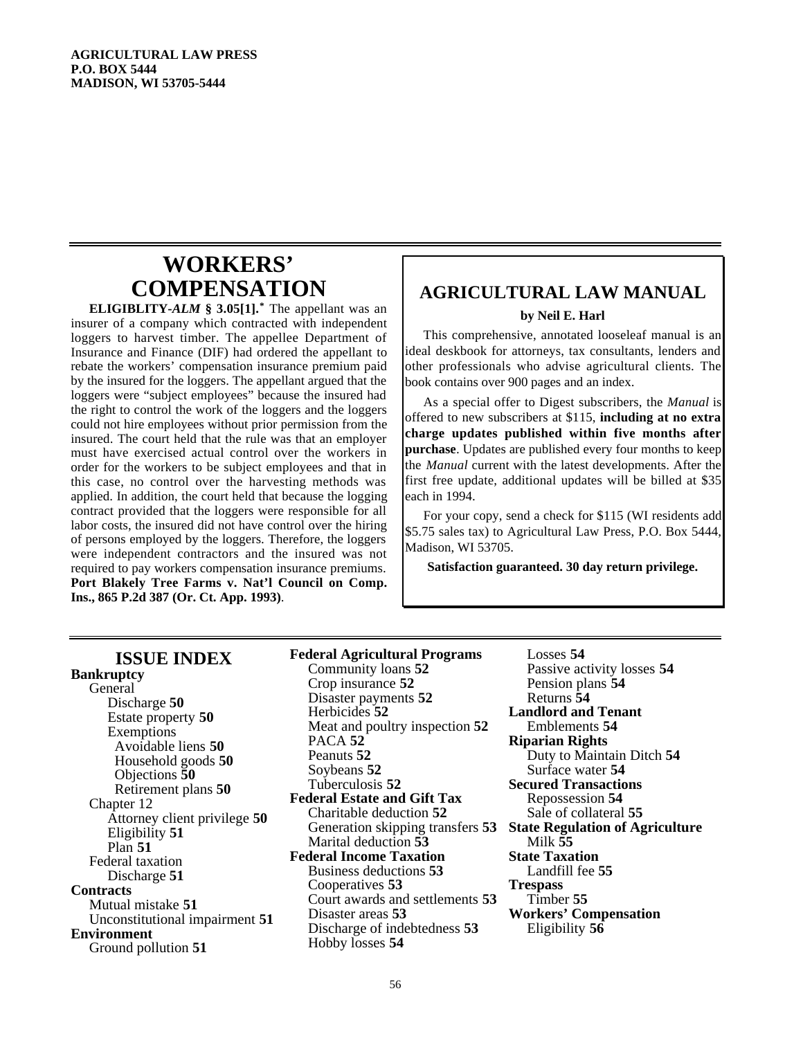AGRICULTURAL LAW PRESS
P.O. BOX 5444
MADISON, WI 53705-5444

# WORKERS' COMPENSATION

**ELIGIBLITY-*ALM* § 3.05[1].*** The appellant was an insurer of a company which contracted with independent loggers to harvest timber. The appellee Department of Insurance and Finance (DIF) had ordered the appellant to rebate the workers' compensation insurance premium paid by the insured for the loggers. The appellant argued that the loggers were "subject employees" because the insured had the right to control the work of the loggers and the loggers could not hire employees without prior permission from the insured. The court held that the rule was that an employer must have exercised actual control over the workers in order for the workers to be subject employees and that in this case, no control over the harvesting methods was applied. In addition, the court held that because the logging contract provided that the loggers were responsible for all labor costs, the insured did not have control over the hiring of persons employed by the loggers. Therefore, the loggers were independent contractors and the insured was not required to pay workers compensation insurance premiums. **Port Blakely Tree Farms v. Nat'l Council on Comp. Ins., 865 P.2d 387 (Or. Ct. App. 1993)**.

## AGRICULTURAL LAW MANUAL

**by Neil E. Harl**

This comprehensive, annotated looseleaf manual is an ideal deskbook for attorneys, tax consultants, lenders and other professionals who advise agricultural clients. The book contains over 900 pages and an index.

As a special offer to Digest subscribers, the *Manual* is offered to new subscribers at $115, **including at no extra charge updates published within five months after purchase**. Updates are published every four months to keep the *Manual* current with the latest developments. After the first free update, additional updates will be billed at $35 each in 1994.

For your copy, send a check for $115 (WI residents add $5.75 sales tax) to Agricultural Law Press, P.O. Box 5444, Madison, WI 53705.

**Satisfaction guaranteed. 30 day return privilege.**

## ISSUE INDEX

**Bankruptcy**
- General
  - Discharge **50**
  - Estate property **50**
  - Exemptions
    - Avoidable liens **50**
    - Household goods **50**
    - Objections **50**
    - Retirement plans **50**
- Chapter 12
  - Attorney client privilege **50**
  - Eligibility **51**
  - Plan **51**
- Federal taxation
  - Discharge **51**

**Contracts**
- Mutual mistake **51**
- Unconstitutional impairment **51**

**Environment**
- Ground pollution **51**

**Federal Agricultural Programs**
- Community loans **52**
- Crop insurance **52**
- Disaster payments **52**
- Herbicides **52**
- Meat and poultry inspection **52**
- PACA **52**
- Peanuts **52**
- Soybeans **52**
- Tuberculosis **52**

**Federal Estate and Gift Tax**
- Charitable deduction **52**
- Generation skipping transfers **53**
- Marital deduction **53**

**Federal Income Taxation**
- Business deductions **53**
- Cooperatives **53**
- Court awards and settlements **53**
- Disaster areas **53**
- Discharge of indebtedness **53**
- Hobby losses **54**
- Losses **54**
- Passive activity losses **54**
- Pension plans **54**
- Returns **54**

**Landlord and Tenant**
- Emblements **54**

**Riparian Rights**
- Duty to Maintain Ditch **54**
- Surface water **54**

**Secured Transactions**
- Repossession **54**
- Sale of collateral **55**

**State Regulation of Agriculture**
- Milk **55**

**State Taxation**
- Landfill fee **55**

**Trespass**
- Timber **55**

**Workers' Compensation**
- Eligibility **56**